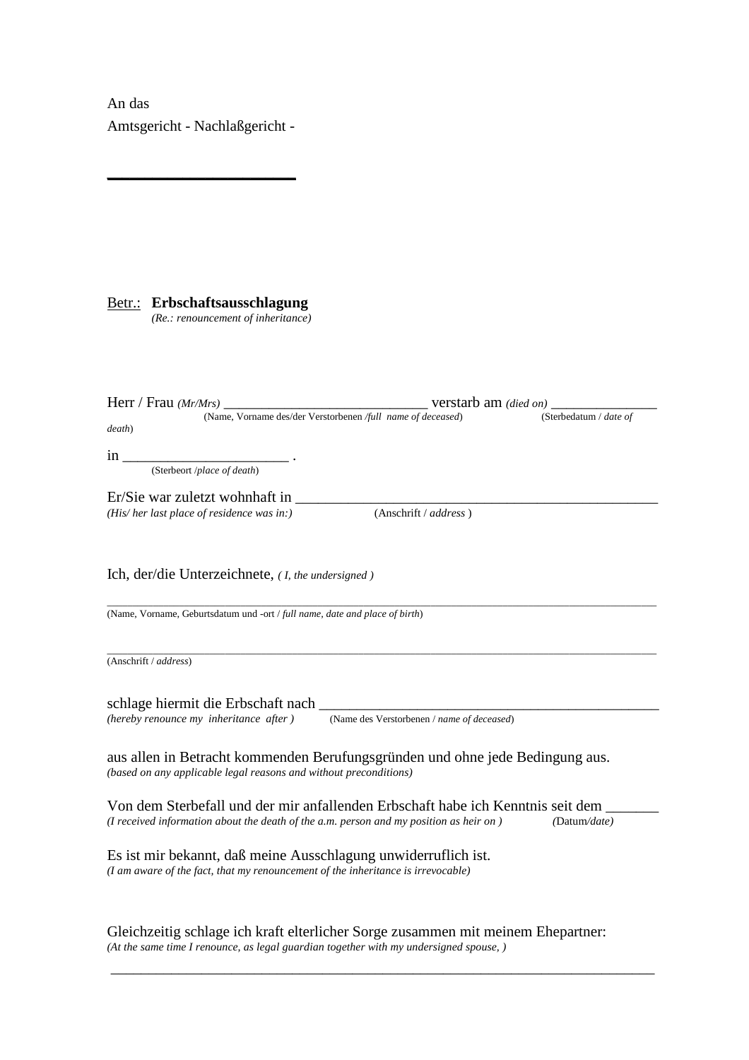An das
Amtsgericht - Nachlaßgericht -

\_\_\_\_\_\_\_\_\_\_\_\_\_\_\_\_\_\_\_\_\_\_\_

<u>Betr.:</u> **Erbschaftsausschlagung**
*(Re.: renouncement of inheritance)*

Herr / Frau *(Mr/Mrs)* ____________________________ verstarb am *(died on)* _______________
(Name, Vorname des/der Verstorbenen */full name of deceased*) (Sterbedatum / *date of death*)

in _______________________ .
(Sterbeort /*place of death*)

Er/Sie war zuletzt wohnhaft in _______________________________________________
*(His/ her last place of residence was in:)* (Anschrift / *address* )

Ich, der/die Unterzeichnete, *( I, the undersigned )*

_______________________________________________________________________________
(Name, Vorname, Geburtsdatum und -ort / *full name, date and place of birth*)

_______________________________________________________________________________
(Anschrift / *address*)

schlage hiermit die Erbschaft nach _______________________________________________
*(hereby renounce my inheritance after )* (Name des Verstorbenen / *name of deceased*)

aus allen in Betracht kommenden Berufungsgründen und ohne jede Bedingung aus.
*(based on any applicable legal reasons and without preconditions)*

Von dem Sterbefall und der mir anfallenden Erbschaft habe ich Kenntnis seit dem _______
*(I received information about the death of the a.m. person and my position as heir on )* *(*Datum*/date)*

Es ist mir bekannt, daß meine Ausschlagung unwiderruflich ist.
*(I am aware of the fact, that my renouncement of the inheritance is irrevocable)*

Gleichzeitig schlage ich kraft elterlicher Sorge zusammen mit meinem Ehepartner:
*(At the same time I renounce, as legal guardian together with my undersigned spouse, )*

_______________________________________________________________________________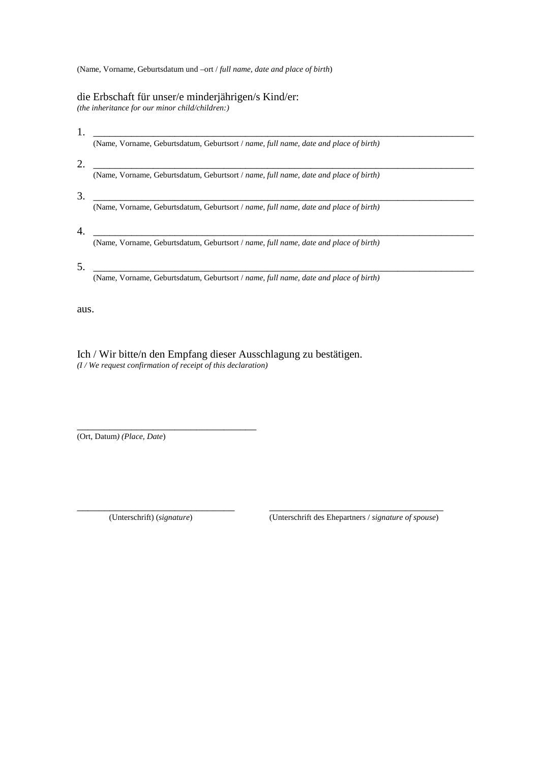(Name, Vorname, Geburtsdatum und –ort / *full name, date and place of birth*)

die Erbschaft für unser/e minderjährigen/s Kind/er:
*(the inheritance for our minor child/children:)*

1. ______________________________________________________________________________
   (Name, Vorname, Geburtsdatum, Geburtsort / *name, full name, date and place of birth)*

2. ______________________________________________________________________________
   (Name, Vorname, Geburtsdatum, Geburtsort / *name, full name, date and place of birth)*

3. ______________________________________________________________________________
   (Name, Vorname, Geburtsdatum, Geburtsort / *name, full name, date and place of birth)*

4. ______________________________________________________________________________
   (Name, Vorname, Geburtsdatum, Geburtsort / *name, full name, date and place of birth)*

5. ______________________________________________________________________________
   (Name, Vorname, Geburtsdatum, Geburtsort / *name, full name, date and place of birth)*

aus.

Ich / Wir bitte/n den Empfang dieser Ausschlagung zu bestätigen.
*(I / We request confirmation of receipt of this declaration)*

________________________________________
(Ort, Datum*) (Place, Date*)

____________________________________ ________________________________________
(Unterschrift) (*signature*) (Unterschrift des Ehepartners / *signature of spouse*)